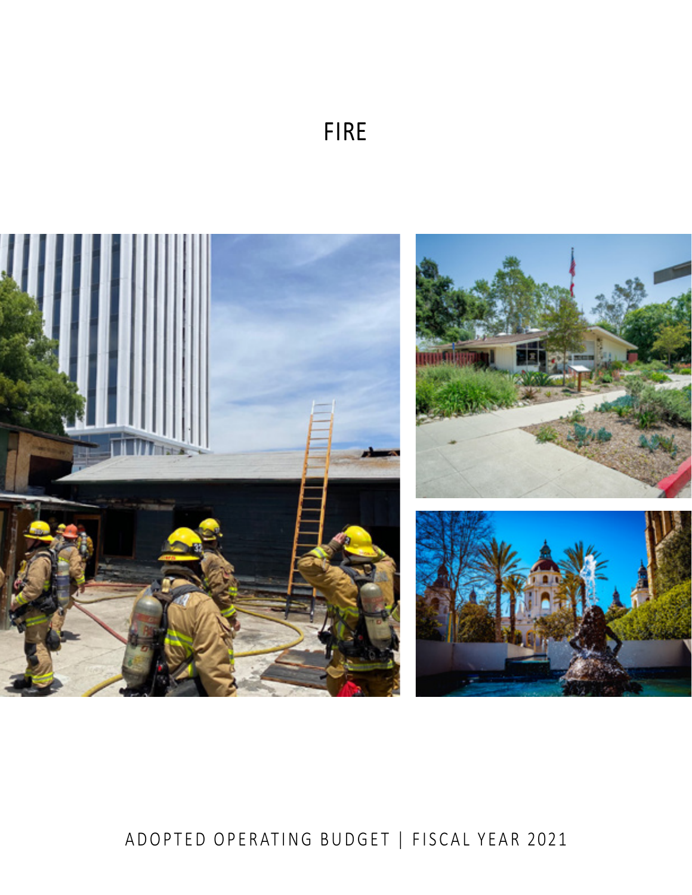# FIRE

ADOPTED OPERATING BUDGET | FISCAL YEAR 2021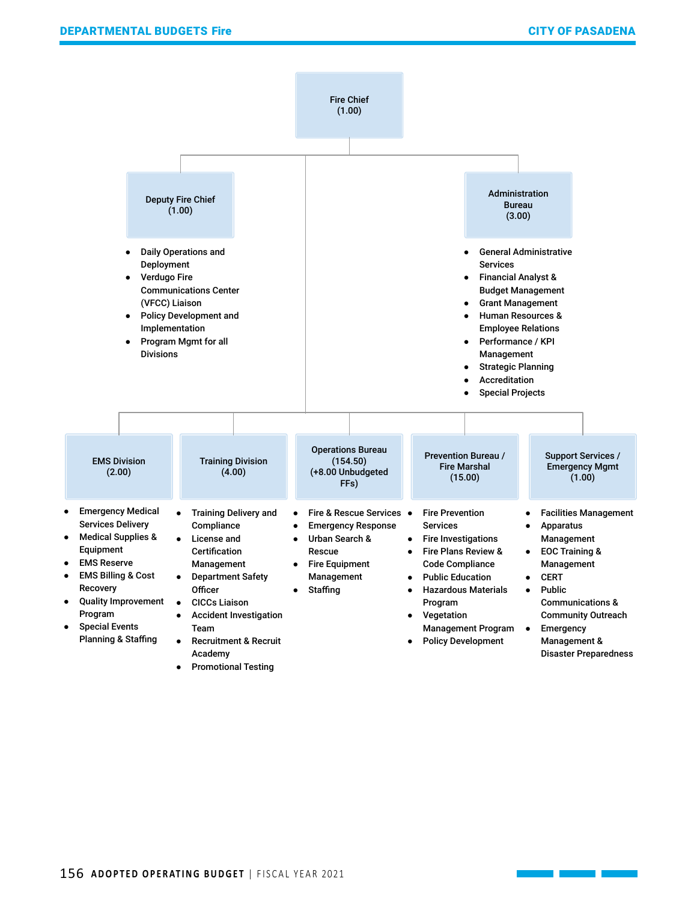# Fire Chief (1.00)

## Deputy Fire Chief (1.00)

- Daily Operations and Deployment
- Verdugo Fire Communications Center (VFCC) Liaison
- Policy Development and Implementation
- Program Mgmt for all Divisions

## Administration Bureau (3.00)

- General Administrative Services
- Financial Analyst & Budget Management
- Grant Management
- Human Resources & Employee Relations
- Performance / KPI Management
- Strategic Planning
- Accreditation
- Special Projects

## EMS Division (2.00)

- Emergency Medical Services Delivery
- Medical Supplies & Equipment
- EMS Reserve
- EMS Billing & Cost Recovery
- Quality Improvement Program
- Special Events Planning & Staffing

## Training Division (4.00)

- Training Delivery and Compliance
- License and Certification Management
- Department Safety Officer
- CICCs Liaison
- Accident Investigation Team
- Recruitment & Recruit Academy
- Promotional Testing

## Operations Bureau (154.50) (+8.00 Unbudgeted FFs)

- Fire & Rescue Services
- Emergency Response
- Urban Search & Rescue
- Fire Equipment Management
- Staffing

## Prevention Bureau / Fire Marshal (15.00)

- Fire Prevention Services
- Fire Investigations
- Fire Plans Review & Code Compliance
- Public Education
- Hazardous Materials Program
- Vegetation Management Program
- Policy Development

## Support Services / Emergency Mgmt (1.00)

- Facilities Management
- Apparatus Management
- EOC Training & Management
- CERT
- Public Communications & Community Outreach
- Emergency Management & Disaster Preparedness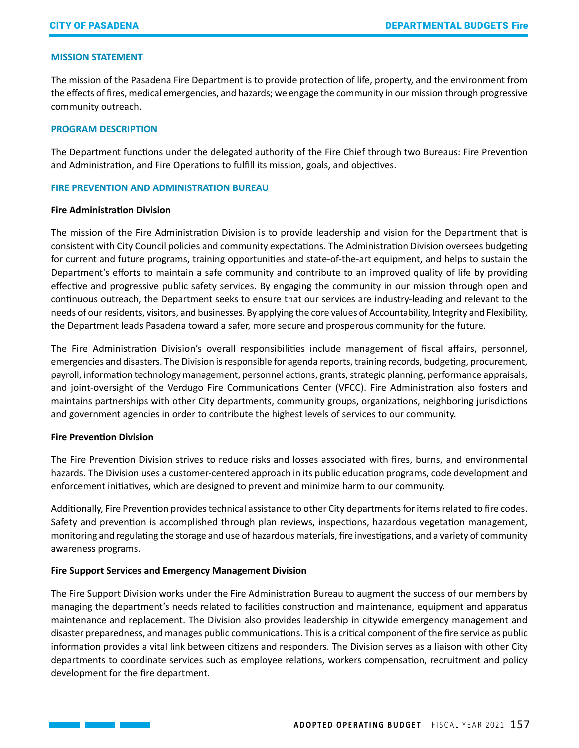## MISSION STATEMENT

The mission of the Pasadena Fire Department is to provide protection of life, property, and the environment from the effects of fires, medical emergencies, and hazards; we engage the community in our mission through progressive community outreach.

## PROGRAM DESCRIPTION

The Department functions under the delegated authority of the Fire Chief through two Bureaus: Fire Prevention and Administration, and Fire Operations to fulfill its mission, goals, and objectives.

## FIRE PREVENTION AND ADMINISTRATION BUREAU

### Fire Administration Division

The mission of the Fire Administration Division is to provide leadership and vision for the Department that is consistent with City Council policies and community expectations. The Administration Division oversees budgeting for current and future programs, training opportunities and state-of-the-art equipment, and helps to sustain the Department's efforts to maintain a safe community and contribute to an improved quality of life by providing effective and progressive public safety services. By engaging the community in our mission through open and continuous outreach, the Department seeks to ensure that our services are industry-leading and relevant to the needs of our residents, visitors, and businesses. By applying the core values of Accountability, Integrity and Flexibility, the Department leads Pasadena toward a safer, more secure and prosperous community for the future.

The Fire Administration Division's overall responsibilities include management of fiscal affairs, personnel, emergencies and disasters. The Division is responsible for agenda reports, training records, budgeting, procurement, payroll, information technology management, personnel actions, grants, strategic planning, performance appraisals, and joint-oversight of the Verdugo Fire Communications Center (VFCC). Fire Administration also fosters and maintains partnerships with other City departments, community groups, organizations, neighboring jurisdictions and government agencies in order to contribute the highest levels of services to our community.

### Fire Prevention Division

The Fire Prevention Division strives to reduce risks and losses associated with fires, burns, and environmental hazards. The Division uses a customer-centered approach in its public education programs, code development and enforcement initiatives, which are designed to prevent and minimize harm to our community.

Additionally, Fire Prevention provides technical assistance to other City departments for items related to fire codes. Safety and prevention is accomplished through plan reviews, inspections, hazardous vegetation management, monitoring and regulating the storage and use of hazardous materials, fire investigations, and a variety of community awareness programs.

### Fire Support Services and Emergency Management Division

The Fire Support Division works under the Fire Administration Bureau to augment the success of our members by managing the department's needs related to facilities construction and maintenance, equipment and apparatus maintenance and replacement. The Division also provides leadership in citywide emergency management and disaster preparedness, and manages public communications. This is a critical component of the fire service as public information provides a vital link between citizens and responders. The Division serves as a liaison with other City departments to coordinate services such as employee relations, workers compensation, recruitment and policy development for the fire department.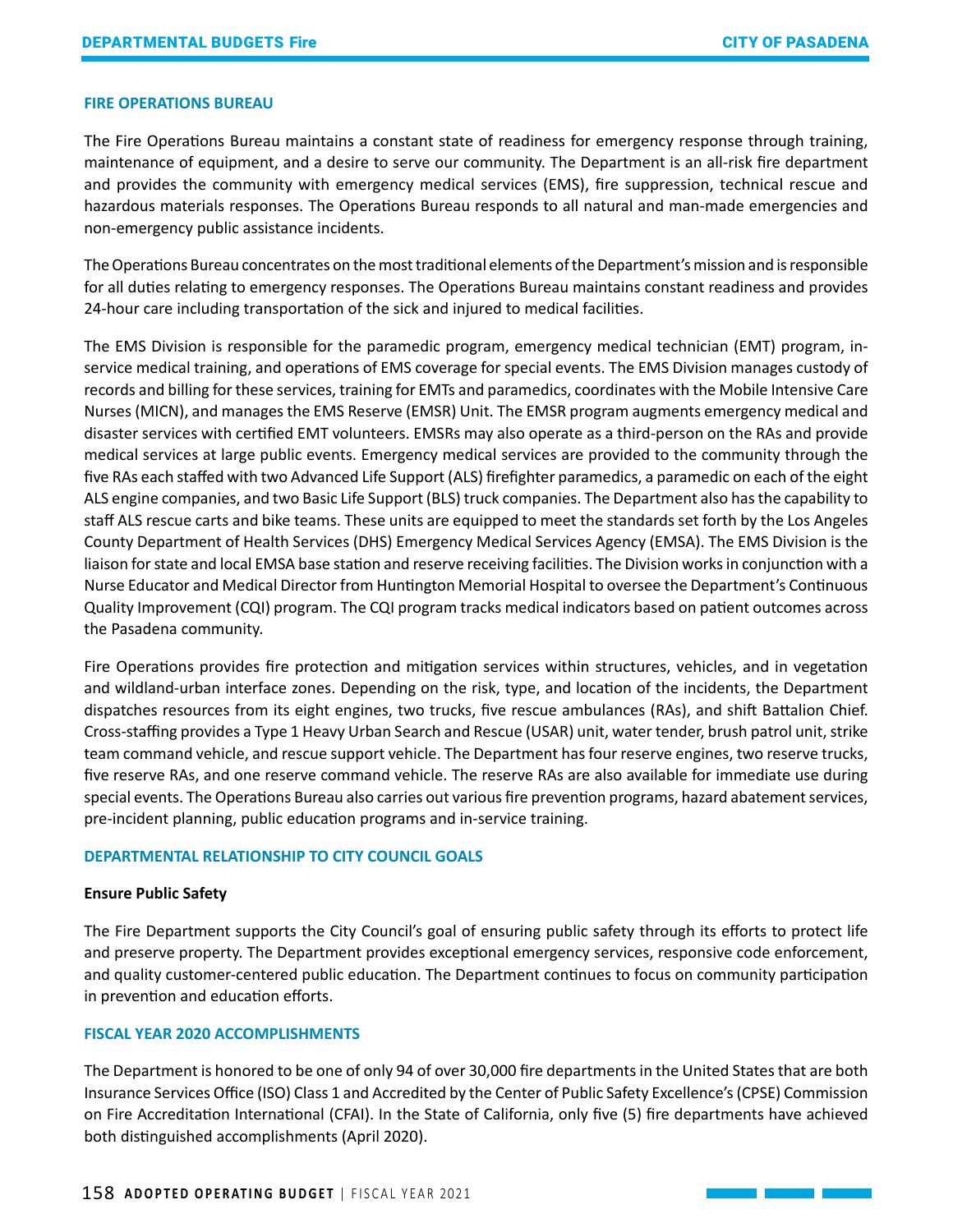## FIRE OPERATIONS BUREAU

The Fire Operations Bureau maintains a constant state of readiness for emergency response through training, maintenance of equipment, and a desire to serve our community. The Department is an all-risk fire department and provides the community with emergency medical services (EMS), fire suppression, technical rescue and hazardous materials responses. The Operations Bureau responds to all natural and man-made emergencies and non-emergency public assistance incidents.

The Operations Bureau concentrates on the most traditional elements of the Department's mission and is responsible for all duties relating to emergency responses. The Operations Bureau maintains constant readiness and provides 24-hour care including transportation of the sick and injured to medical facilities.

The EMS Division is responsible for the paramedic program, emergency medical technician (EMT) program, in-service medical training, and operations of EMS coverage for special events. The EMS Division manages custody of records and billing for these services, training for EMTs and paramedics, coordinates with the Mobile Intensive Care Nurses (MICN), and manages the EMS Reserve (EMSR) Unit. The EMSR program augments emergency medical and disaster services with certified EMT volunteers. EMSRs may also operate as a third-person on the RAs and provide medical services at large public events. Emergency medical services are provided to the community through the five RAs each staffed with two Advanced Life Support (ALS) firefighter paramedics, a paramedic on each of the eight ALS engine companies, and two Basic Life Support (BLS) truck companies. The Department also has the capability to staff ALS rescue carts and bike teams. These units are equipped to meet the standards set forth by the Los Angeles County Department of Health Services (DHS) Emergency Medical Services Agency (EMSA). The EMS Division is the liaison for state and local EMSA base station and reserve receiving facilities. The Division works in conjunction with a Nurse Educator and Medical Director from Huntington Memorial Hospital to oversee the Department's Continuous Quality Improvement (CQI) program. The CQI program tracks medical indicators based on patient outcomes across the Pasadena community.

Fire Operations provides fire protection and mitigation services within structures, vehicles, and in vegetation and wildland-urban interface zones. Depending on the risk, type, and location of the incidents, the Department dispatches resources from its eight engines, two trucks, five rescue ambulances (RAs), and shift Battalion Chief. Cross-staffing provides a Type 1 Heavy Urban Search and Rescue (USAR) unit, water tender, brush patrol unit, strike team command vehicle, and rescue support vehicle. The Department has four reserve engines, two reserve trucks, five reserve RAs, and one reserve command vehicle. The reserve RAs are also available for immediate use during special events. The Operations Bureau also carries out various fire prevention programs, hazard abatement services, pre-incident planning, public education programs and in-service training.

## DEPARTMENTAL RELATIONSHIP TO CITY COUNCIL GOALS

### Ensure Public Safety

The Fire Department supports the City Council's goal of ensuring public safety through its efforts to protect life and preserve property. The Department provides exceptional emergency services, responsive code enforcement, and quality customer-centered public education. The Department continues to focus on community participation in prevention and education efforts.

## FISCAL YEAR 2020 ACCOMPLISHMENTS

The Department is honored to be one of only 94 of over 30,000 fire departments in the United States that are both Insurance Services Office (ISO) Class 1 and Accredited by the Center of Public Safety Excellence's (CPSE) Commission on Fire Accreditation International (CFAI). In the State of California, only five (5) fire departments have achieved both distinguished accomplishments (April 2020).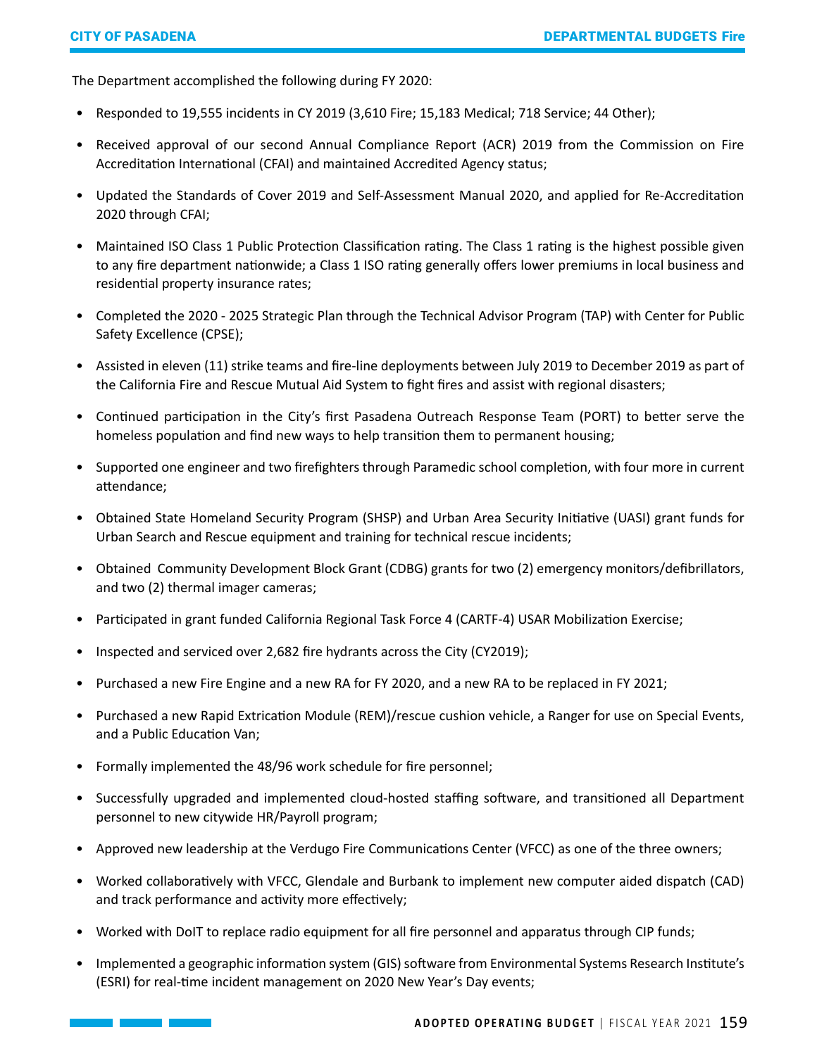The Department accomplished the following during FY 2020:

- Responded to 19,555 incidents in CY 2019 (3,610 Fire; 15,183 Medical; 718 Service; 44 Other);
- Received approval of our second Annual Compliance Report (ACR) 2019 from the Commission on Fire Accreditation International (CFAI) and maintained Accredited Agency status;
- Updated the Standards of Cover 2019 and Self-Assessment Manual 2020, and applied for Re-Accreditation 2020 through CFAI;
- Maintained ISO Class 1 Public Protection Classification rating. The Class 1 rating is the highest possible given to any fire department nationwide; a Class 1 ISO rating generally offers lower premiums in local business and residential property insurance rates;
- Completed the 2020 - 2025 Strategic Plan through the Technical Advisor Program (TAP) with Center for Public Safety Excellence (CPSE);
- Assisted in eleven (11) strike teams and fire-line deployments between July 2019 to December 2019 as part of the California Fire and Rescue Mutual Aid System to fight fires and assist with regional disasters;
- Continued participation in the City's first Pasadena Outreach Response Team (PORT) to better serve the homeless population and find new ways to help transition them to permanent housing;
- Supported one engineer and two firefighters through Paramedic school completion, with four more in current attendance;
- Obtained State Homeland Security Program (SHSP) and Urban Area Security Initiative (UASI) grant funds for Urban Search and Rescue equipment and training for technical rescue incidents;
- Obtained Community Development Block Grant (CDBG) grants for two (2) emergency monitors/defibrillators, and two (2) thermal imager cameras;
- Participated in grant funded California Regional Task Force 4 (CARTF-4) USAR Mobilization Exercise;
- Inspected and serviced over 2,682 fire hydrants across the City (CY2019);
- Purchased a new Fire Engine and a new RA for FY 2020, and a new RA to be replaced in FY 2021;
- Purchased a new Rapid Extrication Module (REM)/rescue cushion vehicle, a Ranger for use on Special Events, and a Public Education Van;
- Formally implemented the 48/96 work schedule for fire personnel;
- Successfully upgraded and implemented cloud-hosted staffing software, and transitioned all Department personnel to new citywide HR/Payroll program;
- Approved new leadership at the Verdugo Fire Communications Center (VFCC) as one of the three owners;
- Worked collaboratively with VFCC, Glendale and Burbank to implement new computer aided dispatch (CAD) and track performance and activity more effectively;
- Worked with DoIT to replace radio equipment for all fire personnel and apparatus through CIP funds;
- Implemented a geographic information system (GIS) software from Environmental Systems Research Institute's (ESRI) for real-time incident management on 2020 New Year's Day events;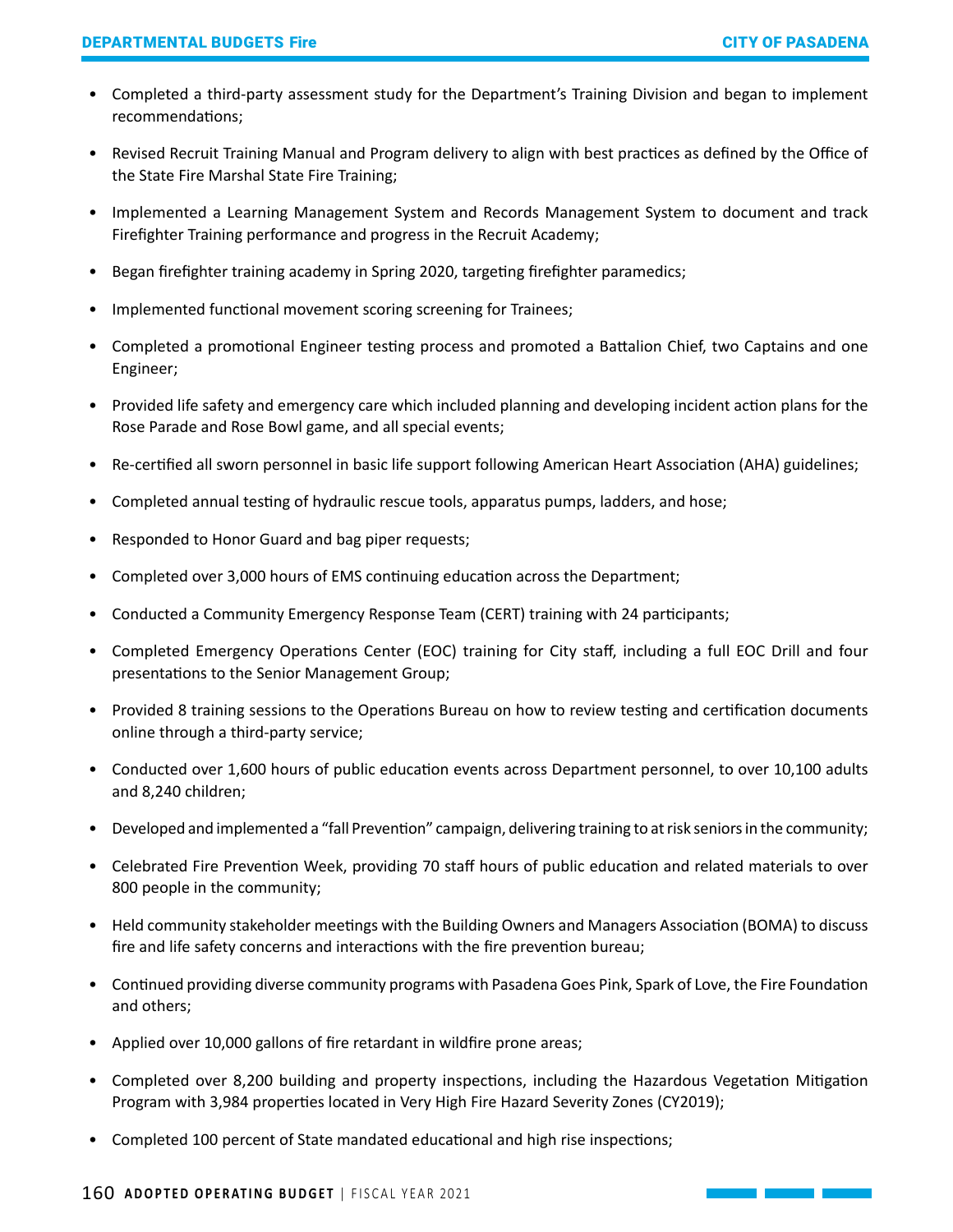- Completed a third-party assessment study for the Department's Training Division and began to implement recommendations;
- Revised Recruit Training Manual and Program delivery to align with best practices as defined by the Office of the State Fire Marshal State Fire Training;
- Implemented a Learning Management System and Records Management System to document and track Firefighter Training performance and progress in the Recruit Academy;
- Began firefighter training academy in Spring 2020, targeting firefighter paramedics;
- Implemented functional movement scoring screening for Trainees;
- Completed a promotional Engineer testing process and promoted a Battalion Chief, two Captains and one Engineer;
- Provided life safety and emergency care which included planning and developing incident action plans for the Rose Parade and Rose Bowl game, and all special events;
- Re-certified all sworn personnel in basic life support following American Heart Association (AHA) guidelines;
- Completed annual testing of hydraulic rescue tools, apparatus pumps, ladders, and hose;
- Responded to Honor Guard and bag piper requests;
- Completed over 3,000 hours of EMS continuing education across the Department;
- Conducted a Community Emergency Response Team (CERT) training with 24 participants;
- Completed Emergency Operations Center (EOC) training for City staff, including a full EOC Drill and four presentations to the Senior Management Group;
- Provided 8 training sessions to the Operations Bureau on how to review testing and certification documents online through a third-party service;
- Conducted over 1,600 hours of public education events across Department personnel, to over 10,100 adults and 8,240 children;
- Developed and implemented a "fall Prevention" campaign, delivering training to at risk seniors in the community;
- Celebrated Fire Prevention Week, providing 70 staff hours of public education and related materials to over 800 people in the community;
- Held community stakeholder meetings with the Building Owners and Managers Association (BOMA) to discuss fire and life safety concerns and interactions with the fire prevention bureau;
- Continued providing diverse community programs with Pasadena Goes Pink, Spark of Love, the Fire Foundation and others;
- Applied over 10,000 gallons of fire retardant in wildfire prone areas;
- Completed over 8,200 building and property inspections, including the Hazardous Vegetation Mitigation Program with 3,984 properties located in Very High Fire Hazard Severity Zones (CY2019);
- Completed 100 percent of State mandated educational and high rise inspections;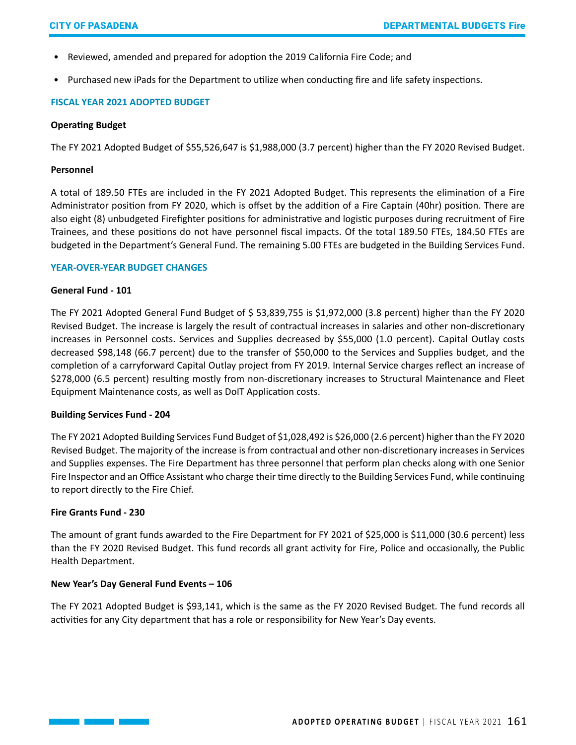- Reviewed, amended and prepared for adoption the 2019 California Fire Code; and
- Purchased new iPads for the Department to utilize when conducting fire and life safety inspections.

## FISCAL YEAR 2021 ADOPTED BUDGET

**Operating Budget**

The FY 2021 Adopted Budget of $55,526,647 is $1,988,000 (3.7 percent) higher than the FY 2020 Revised Budget.

**Personnel**

A total of 189.50 FTEs are included in the FY 2021 Adopted Budget. This represents the elimination of a Fire Administrator position from FY 2020, which is offset by the addition of a Fire Captain (40hr) position. There are also eight (8) unbudgeted Firefighter positions for administrative and logistic purposes during recruitment of Fire Trainees, and these positions do not have personnel fiscal impacts. Of the total 189.50 FTEs, 184.50 FTEs are budgeted in the Department's General Fund. The remaining 5.00 FTEs are budgeted in the Building Services Fund.

## YEAR-OVER-YEAR BUDGET CHANGES

**General Fund - 101**

The FY 2021 Adopted General Fund Budget of $ 53,839,755 is $1,972,000 (3.8 percent) higher than the FY 2020 Revised Budget. The increase is largely the result of contractual increases in salaries and other non-discretionary increases in Personnel costs. Services and Supplies decreased by $55,000 (1.0 percent). Capital Outlay costs decreased $98,148 (66.7 percent) due to the transfer of $50,000 to the Services and Supplies budget, and the completion of a carryforward Capital Outlay project from FY 2019. Internal Service charges reflect an increase of $278,000 (6.5 percent) resulting mostly from non-discretionary increases to Structural Maintenance and Fleet Equipment Maintenance costs, as well as DoIT Application costs.

**Building Services Fund - 204**

The FY 2021 Adopted Building Services Fund Budget of $1,028,492 is $26,000 (2.6 percent) higher than the FY 2020 Revised Budget. The majority of the increase is from contractual and other non-discretionary increases in Services and Supplies expenses. The Fire Department has three personnel that perform plan checks along with one Senior Fire Inspector and an Office Assistant who charge their time directly to the Building Services Fund, while continuing to report directly to the Fire Chief.

**Fire Grants Fund - 230**

The amount of grant funds awarded to the Fire Department for FY 2021 of $25,000 is $11,000 (30.6 percent) less than the FY 2020 Revised Budget. This fund records all grant activity for Fire, Police and occasionally, the Public Health Department.

**New Year's Day General Fund Events – 106**

The FY 2021 Adopted Budget is $93,141, which is the same as the FY 2020 Revised Budget. The fund records all activities for any City department that has a role or responsibility for New Year's Day events.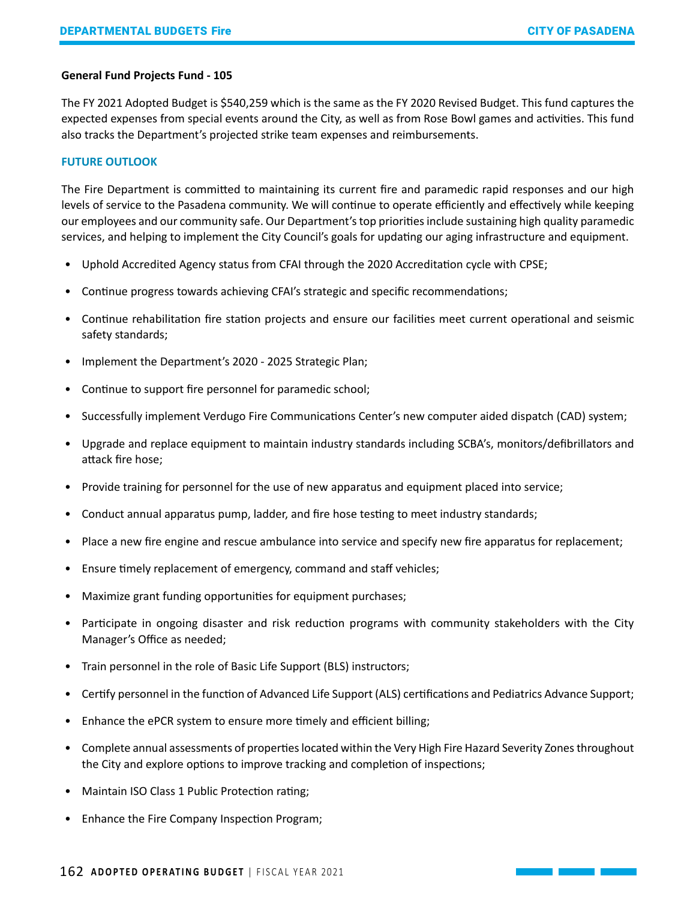**General Fund Projects Fund - 105**

The FY 2021 Adopted Budget is $540,259 which is the same as the FY 2020 Revised Budget. This fund captures the expected expenses from special events around the City, as well as from Rose Bowl games and activities. This fund also tracks the Department's projected strike team expenses and reimbursements.

## FUTURE OUTLOOK

The Fire Department is committed to maintaining its current fire and paramedic rapid responses and our high levels of service to the Pasadena community. We will continue to operate efficiently and effectively while keeping our employees and our community safe. Our Department's top priorities include sustaining high quality paramedic services, and helping to implement the City Council's goals for updating our aging infrastructure and equipment.

- Uphold Accredited Agency status from CFAI through the 2020 Accreditation cycle with CPSE;
- Continue progress towards achieving CFAI's strategic and specific recommendations;
- Continue rehabilitation fire station projects and ensure our facilities meet current operational and seismic safety standards;
- Implement the Department's 2020 - 2025 Strategic Plan;
- Continue to support fire personnel for paramedic school;
- Successfully implement Verdugo Fire Communications Center's new computer aided dispatch (CAD) system;
- Upgrade and replace equipment to maintain industry standards including SCBA's, monitors/defibrillators and attack fire hose;
- Provide training for personnel for the use of new apparatus and equipment placed into service;
- Conduct annual apparatus pump, ladder, and fire hose testing to meet industry standards;
- Place a new fire engine and rescue ambulance into service and specify new fire apparatus for replacement;
- Ensure timely replacement of emergency, command and staff vehicles;
- Maximize grant funding opportunities for equipment purchases;
- Participate in ongoing disaster and risk reduction programs with community stakeholders with the City Manager's Office as needed;
- Train personnel in the role of Basic Life Support (BLS) instructors;
- Certify personnel in the function of Advanced Life Support (ALS) certifications and Pediatrics Advance Support;
- Enhance the ePCR system to ensure more timely and efficient billing;
- Complete annual assessments of properties located within the Very High Fire Hazard Severity Zones throughout the City and explore options to improve tracking and completion of inspections;
- Maintain ISO Class 1 Public Protection rating;
- Enhance the Fire Company Inspection Program;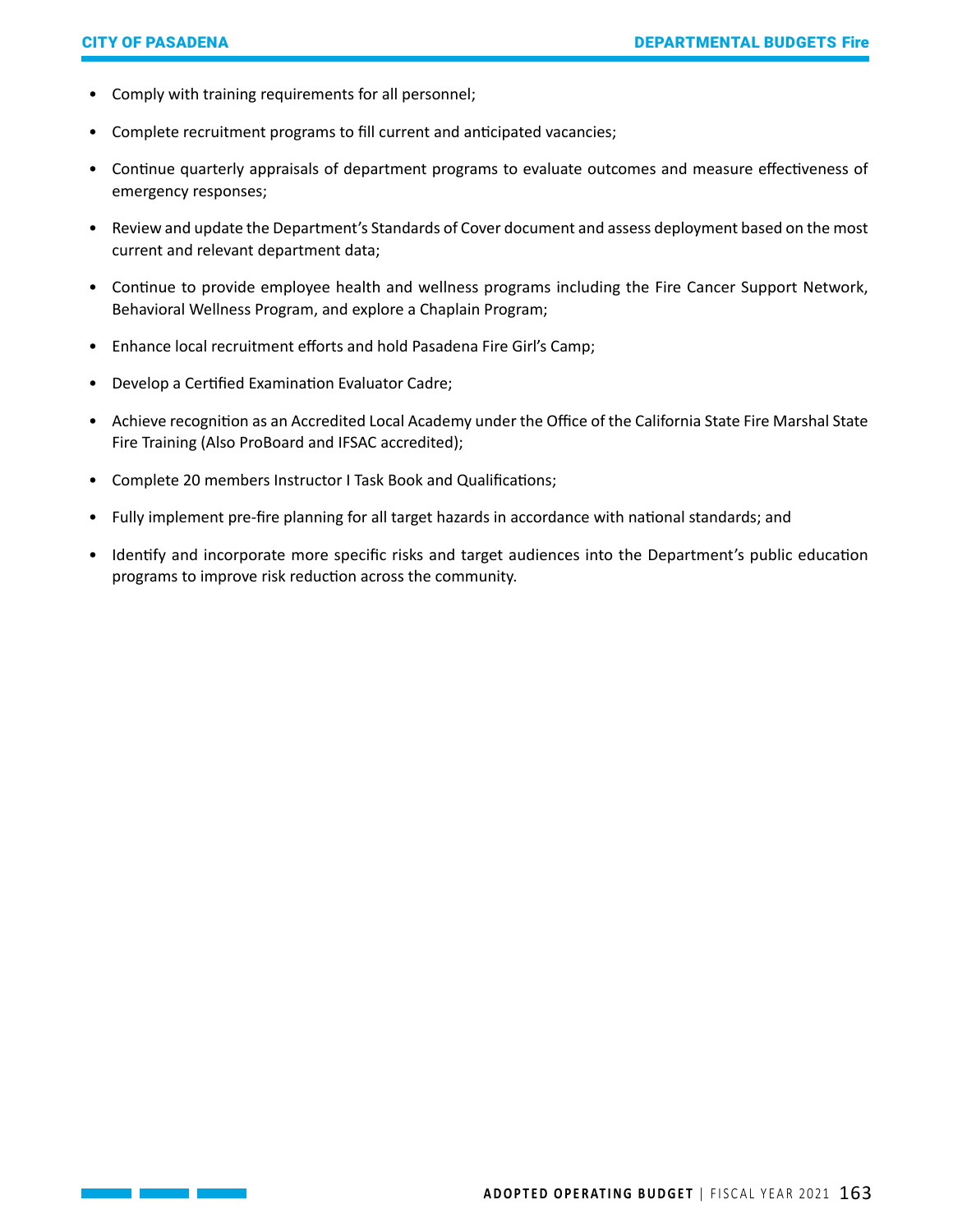- Comply with training requirements for all personnel;
- Complete recruitment programs to fill current and anticipated vacancies;
- Continue quarterly appraisals of department programs to evaluate outcomes and measure effectiveness of emergency responses;
- Review and update the Department's Standards of Cover document and assess deployment based on the most current and relevant department data;
- Continue to provide employee health and wellness programs including the Fire Cancer Support Network, Behavioral Wellness Program, and explore a Chaplain Program;
- Enhance local recruitment efforts and hold Pasadena Fire Girl's Camp;
- Develop a Certified Examination Evaluator Cadre;
- Achieve recognition as an Accredited Local Academy under the Office of the California State Fire Marshal State Fire Training (Also ProBoard and IFSAC accredited);
- Complete 20 members Instructor I Task Book and Qualifications;
- Fully implement pre-fire planning for all target hazards in accordance with national standards; and
- Identify and incorporate more specific risks and target audiences into the Department's public education programs to improve risk reduction across the community.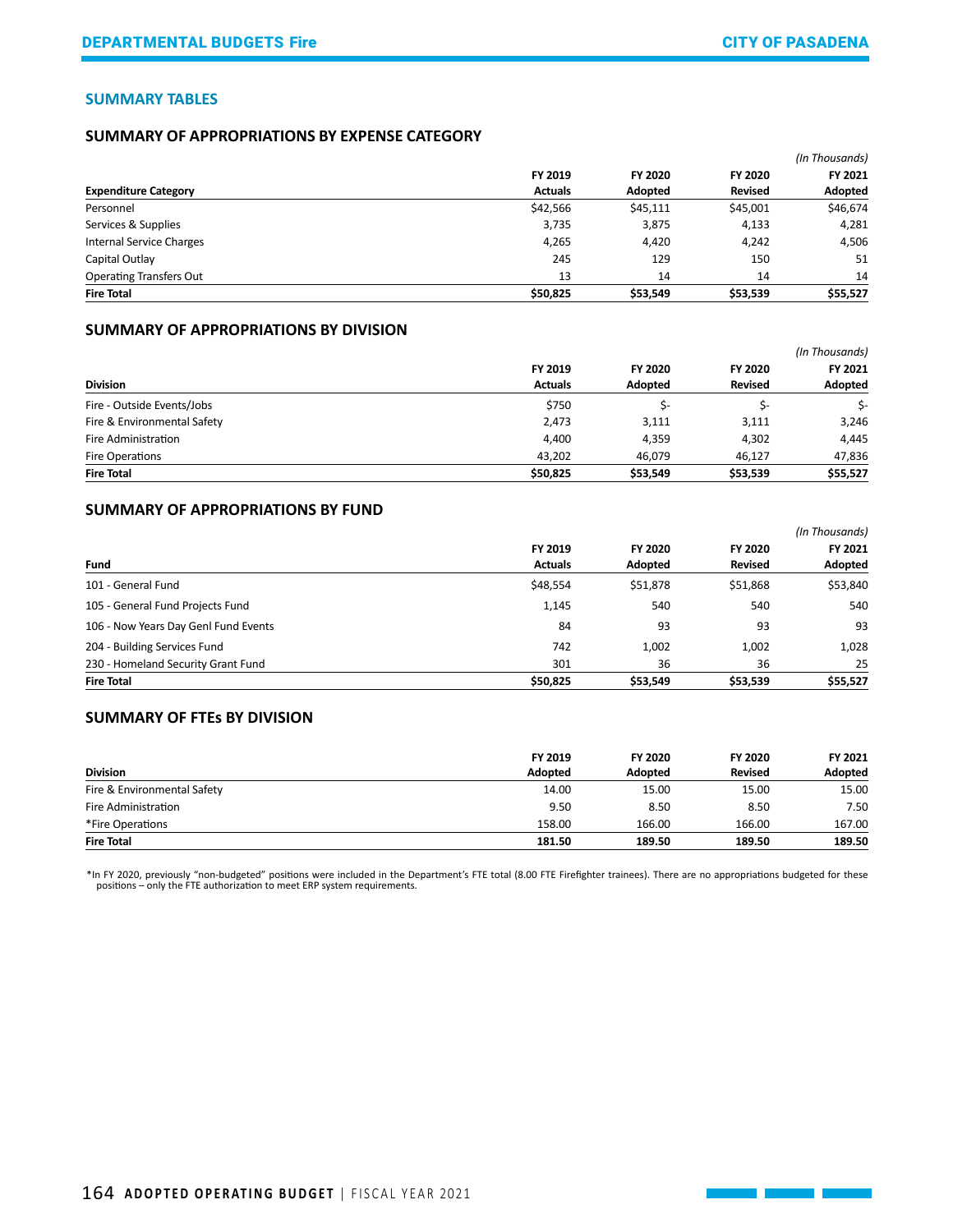## SUMMARY TABLES

### SUMMARY OF APPROPRIATIONS BY EXPENSE CATEGORY

*(In Thousands)*

| Expenditure Category | FY 2019 Actuals | FY 2020 Adopted | FY 2020 Revised | FY 2021 Adopted |
|---|---|---|---|---|
| Personnel | $42,566 | $45,111 | $45,001 | $46,674 |
| Services & Supplies | 3,735 | 3,875 | 4,133 | 4,281 |
| Internal Service Charges | 4,265 | 4,420 | 4,242 | 4,506 |
| Capital Outlay | 245 | 129 | 150 | 51 |
| Operating Transfers Out | 13 | 14 | 14 | 14 |
| **Fire Total** | **$50,825** | **$53,549** | **$53,539** | **$55,527** |

### SUMMARY OF APPROPRIATIONS BY DIVISION

*(In Thousands)*

| Division | FY 2019 Actuals | FY 2020 Adopted | FY 2020 Revised | FY 2021 Adopted |
|---|---|---|---|---|
| Fire - Outside Events/Jobs | $750 | $- | $- | $- |
| Fire & Environmental Safety | 2,473 | 3,111 | 3,111 | 3,246 |
| Fire Administration | 4,400 | 4,359 | 4,302 | 4,445 |
| Fire Operations | 43,202 | 46,079 | 46,127 | 47,836 |
| **Fire Total** | **$50,825** | **$53,549** | **$53,539** | **$55,527** |

### SUMMARY OF APPROPRIATIONS BY FUND

*(In Thousands)*

| Fund | FY 2019 Actuals | FY 2020 Adopted | FY 2020 Revised | FY 2021 Adopted |
|---|---|---|---|---|
| 101 - General Fund | $48,554 | $51,878 | $51,868 | $53,840 |
| 105 - General Fund Projects Fund | 1,145 | 540 | 540 | 540 |
| 106 - Now Years Day Genl Fund Events | 84 | 93 | 93 | 93 |
| 204 - Building Services Fund | 742 | 1,002 | 1,002 | 1,028 |
| 230 - Homeland Security Grant Fund | 301 | 36 | 36 | 25 |
| **Fire Total** | **$50,825** | **$53,549** | **$53,539** | **$55,527** |

### SUMMARY OF FTEs BY DIVISION

| Division | FY 2019 Adopted | FY 2020 Adopted | FY 2020 Revised | FY 2021 Adopted |
|---|---|---|---|---|
| Fire & Environmental Safety | 14.00 | 15.00 | 15.00 | 15.00 |
| Fire Administration | 9.50 | 8.50 | 8.50 | 7.50 |
| *Fire Operations | 158.00 | 166.00 | 166.00 | 167.00 |
| **Fire Total** | **181.50** | **189.50** | **189.50** | **189.50** |

*In FY 2020, previously "non-budgeted" positions were included in the Department's FTE total (8.00 FTE Firefighter trainees). There are no appropriations budgeted for these positions – only the FTE authorization to meet ERP system requirements.